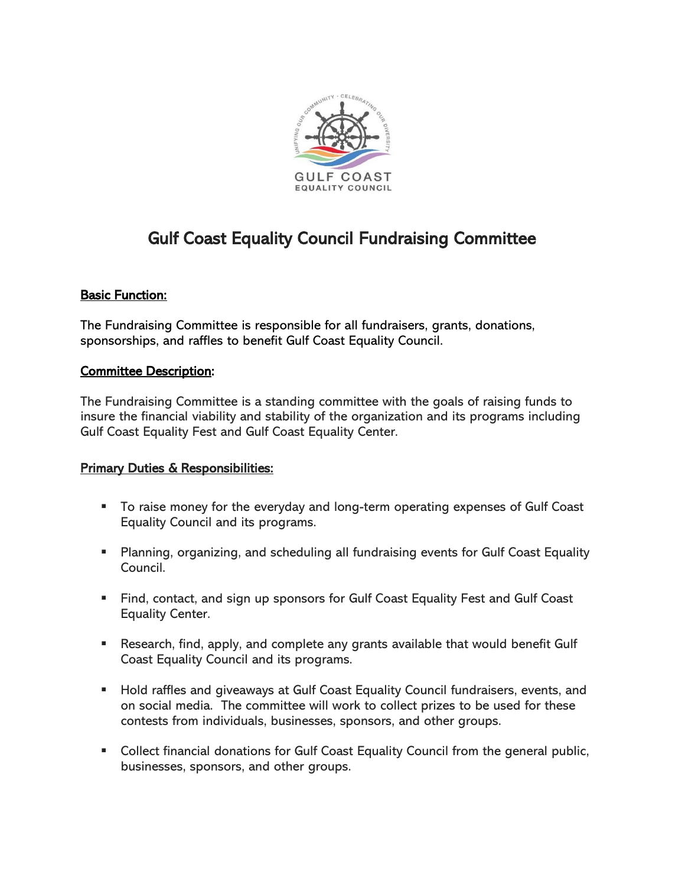# Gulf Coast Equality Council Fundraising Committee

**Basic Function:**

The Fundraising Committee is responsible for all fundraisers, grants, donations, sponsorships, and raffles to benefit Gulf Coast Equality Council.

**Committee Description:**

The Fundraising Committee is a standing committee with the goals of raising funds to insure the financial viability and stability of the organization and its programs including Gulf Coast Equality Fest and Gulf Coast Equality Center.

**Primary Duties & Responsibilities:**

- To raise money for the everyday and long-term operating expenses of Gulf Coast Equality Council and its programs.
- Planning, organizing, and scheduling all fundraising events for Gulf Coast Equality Council.
- Find, contact, and sign up sponsors for Gulf Coast Equality Fest and Gulf Coast Equality Center.
- Research, find, apply, and complete any grants available that would benefit Gulf Coast Equality Council and its programs.
- Hold raffles and giveaways at Gulf Coast Equality Council fundraisers, events, and on social media. The committee will work to collect prizes to be used for these contests from individuals, businesses, sponsors, and other groups.
- Collect financial donations for Gulf Coast Equality Council from the general public, businesses, sponsors, and other groups.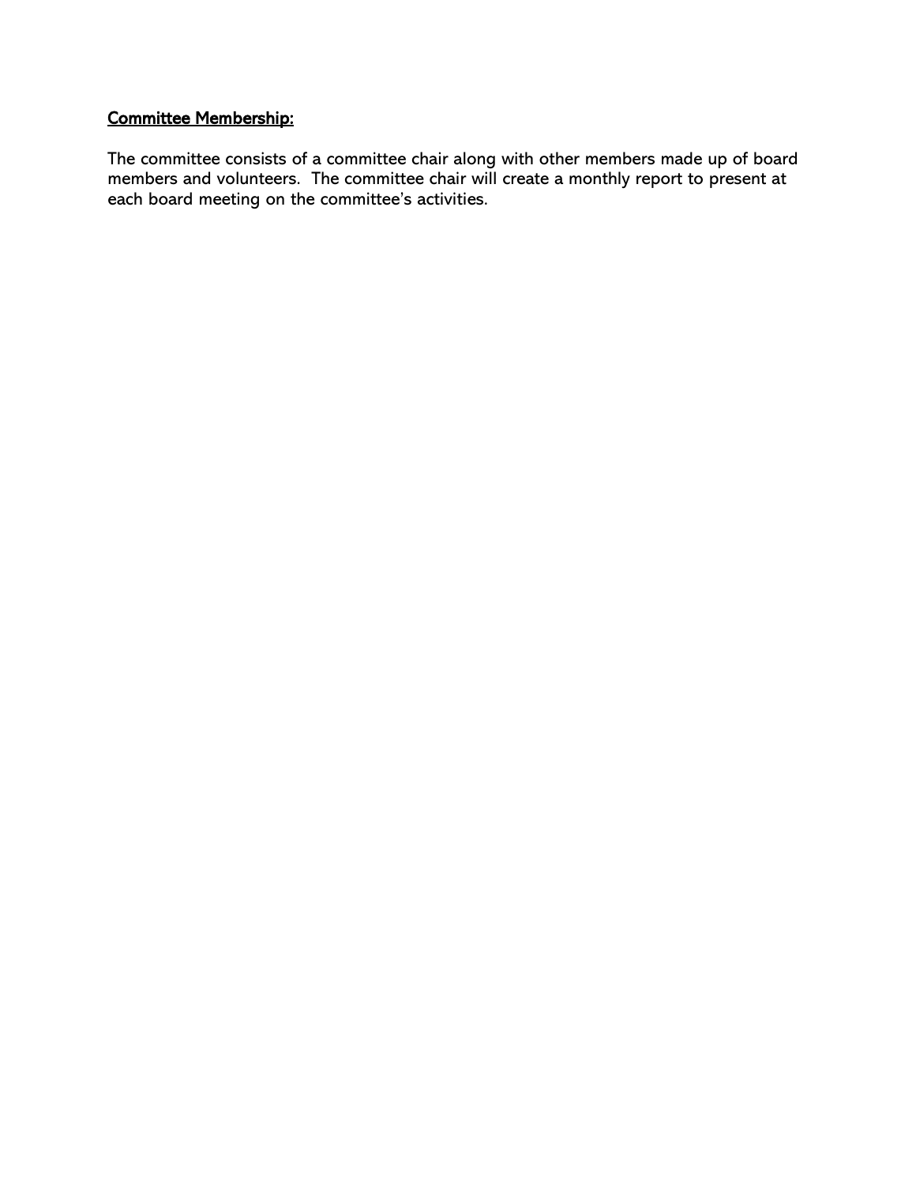**Committee Membership:**

The committee consists of a committee chair along with other members made up of board members and volunteers. The committee chair will create a monthly report to present at each board meeting on the committee's activities.